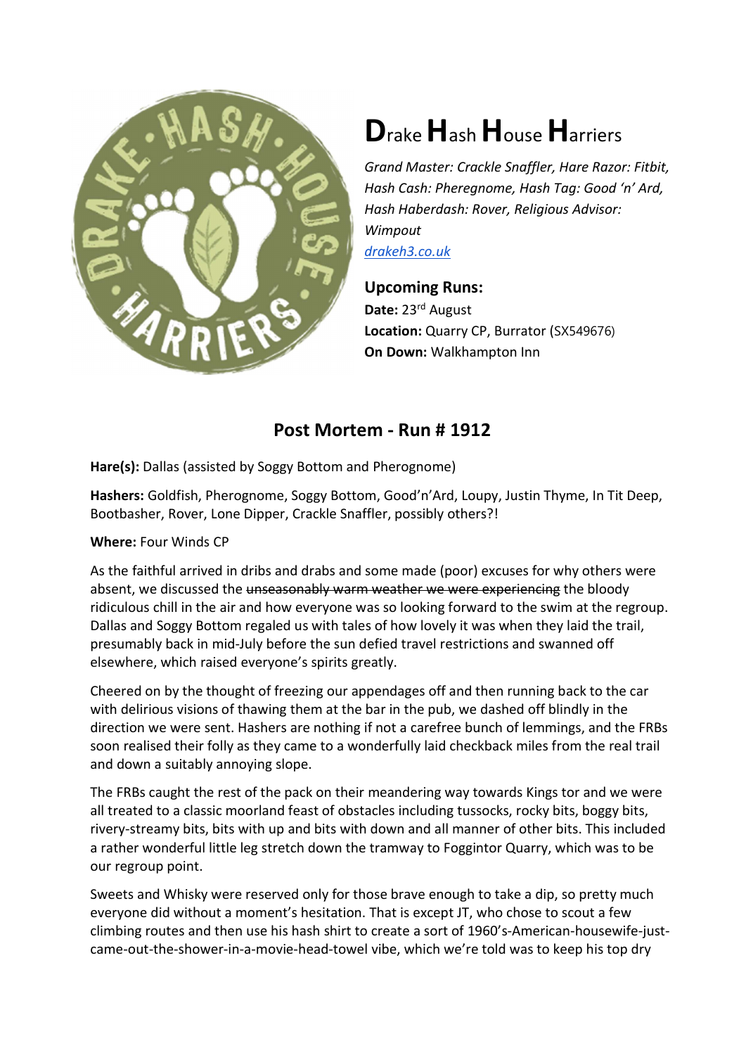# **D**rake **H**ash **H**ouse **H**arriers

*Grand Master: Crackle Snaffler, Hare Razor: Fitbit, Hash Cash: Pheregnome, Hash Tag: Good 'n' Ard, Hash Haberdash: Rover, Religious Advisor: Wimpout*
[drakeh3.co.uk](drakeh3.co.uk)

**Upcoming Runs:**
**Date:** 23rd August
**Location:** Quarry CP, Burrator (SX549676)
**On Down:** Walkhampton Inn

## Post Mortem - Run # 1912

**Hare(s):** Dallas (assisted by Soggy Bottom and Pherognome)

**Hashers:** Goldfish, Pherognome, Soggy Bottom, Good'n'Ard, Loupy, Justin Thyme, In Tit Deep, Bootbasher, Rover, Lone Dipper, Crackle Snaffler, possibly others?!

**Where:** Four Winds CP

As the faithful arrived in dribs and drabs and some made (poor) excuses for why others were absent, we discussed the ~~unseasonably warm weather we were experiencing~~ the bloody ridiculous chill in the air and how everyone was so looking forward to the swim at the regroup. Dallas and Soggy Bottom regaled us with tales of how lovely it was when they laid the trail, presumably back in mid-July before the sun defied travel restrictions and swanned off elsewhere, which raised everyone's spirits greatly.

Cheered on by the thought of freezing our appendages off and then running back to the car with delirious visions of thawing them at the bar in the pub, we dashed off blindly in the direction we were sent. Hashers are nothing if not a carefree bunch of lemmings, and the FRBs soon realised their folly as they came to a wonderfully laid checkback miles from the real trail and down a suitably annoying slope.

The FRBs caught the rest of the pack on their meandering way towards Kings tor and we were all treated to a classic moorland feast of obstacles including tussocks, rocky bits, boggy bits, rivery-streamy bits, bits with up and bits with down and all manner of other bits. This included a rather wonderful little leg stretch down the tramway to Foggintor Quarry, which was to be our regroup point.

Sweets and Whisky were reserved only for those brave enough to take a dip, so pretty much everyone did without a moment's hesitation. That is except JT, who chose to scout a few climbing routes and then use his hash shirt to create a sort of 1960's-American-housewife-just-came-out-the-shower-in-a-movie-head-towel vibe, which we're told was to keep his top dry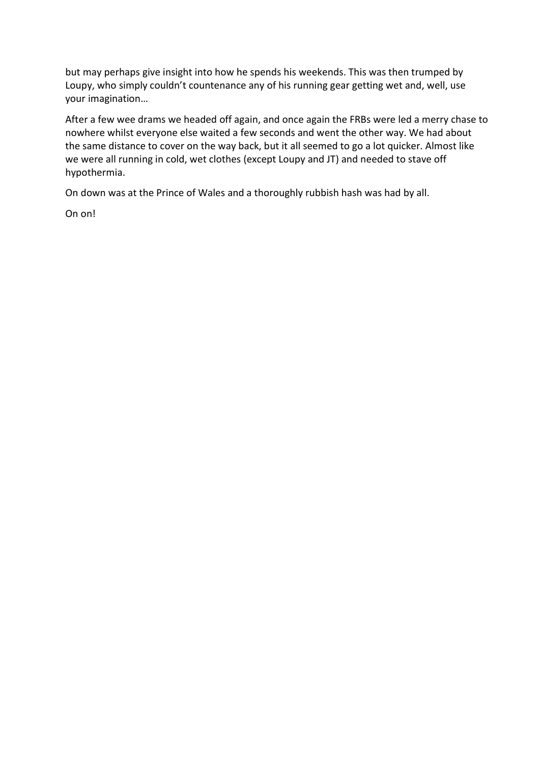but may perhaps give insight into how he spends his weekends. This was then trumped by Loupy, who simply couldn't countenance any of his running gear getting wet and, well, use your imagination…

After a few wee drams we headed off again, and once again the FRBs were led a merry chase to nowhere whilst everyone else waited a few seconds and went the other way. We had about the same distance to cover on the way back, but it all seemed to go a lot quicker. Almost like we were all running in cold, wet clothes (except Loupy and JT) and needed to stave off hypothermia.

On down was at the Prince of Wales and a thoroughly rubbish hash was had by all.

On on!